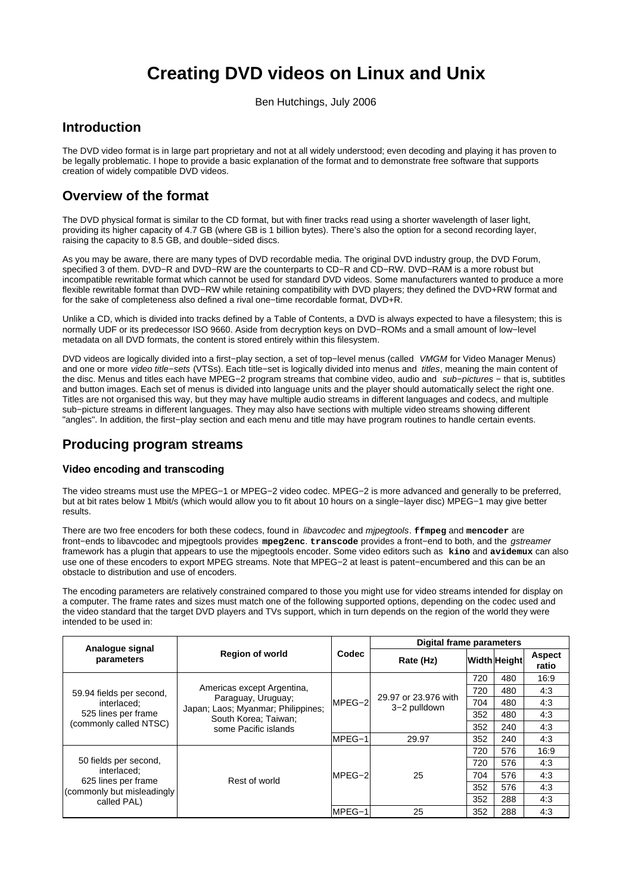# Creating DVD videos on Linux and Unix

Ben Hutchings, July 2006

## Introduction

The DVD video format is in large part proprietary and not at all widely understood; even decoding and playing it has proven to be legally problematic. I hope to provide a basic explanation of the format and to demonstrate free software that supports creation of widely compatible DVD videos.

## Overview of the format

The DVD physical format is similar to the CD format, but with finer tracks read using a shorter wavelength of laser light, providing its higher capacity of 4.7 GB (where GB is 1 billion bytes). There's also the option for a second recording layer, raising the capacity to 8.5 GB, and double−sided discs.

As you may be aware, there are many types of DVD recordable media. The original DVD industry group, the DVD Forum, specified 3 of them. DVD−R and DVD−RW are the counterparts to CD−R and CD−RW. DVD−RAM is a more robust but incompatible rewritable format which cannot be used for standard DVD videos. Some manufacturers wanted to produce a more flexible rewritable format than DVD−RW while retaining compatibility with DVD players; they defined the DVD+RW format and for the sake of completeness also defined a rival one−time recordable format, DVD+R.

Unlike a CD, which is divided into tracks defined by a Table of Contents, a DVD is always expected to have a filesystem; this is normally UDF or its predecessor ISO 9660. Aside from decryption keys on DVD−ROMs and a small amount of low−level metadata on all DVD formats, the content is stored entirely within this filesystem.

DVD videos are logically divided into a first−play section, a set of top−level menus (called *VMGM* for Video Manager Menus) and one or more *video title−sets* (VTSs). Each title−set is logically divided into menus and *titles*, meaning the main content of the disc. Menus and titles each have MPEG−2 program streams that combine video, audio and *sub−pictures* − that is, subtitles and button images. Each set of menus is divided into language units and the player should automatically select the right one. Titles are not organised this way, but they may have multiple audio streams in different languages and codecs, and multiple sub−picture streams in different languages. They may also have sections with multiple video streams showing different "angles". In addition, the first−play section and each menu and title may have program routines to handle certain events.

## Producing program streams

### Video encoding and transcoding

The video streams must use the MPEG−1 or MPEG−2 video codec. MPEG−2 is more advanced and generally to be preferred, but at bit rates below 1 Mbit/s (which would allow you to fit about 10 hours on a single−layer disc) MPEG−1 may give better results.

There are two free encoders for both these codecs, found in *libavcodec* and *mjpegtools*. **`ffmpeg`** and **`mencoder`** are front−ends to libavcodec and mjpegtools provides **`mpeg2enc`**. **`transcode`** provides a front−end to both, and the *gstreamer* framework has a plugin that appears to use the mjpegtools encoder. Some video editors such as **`kino`** and **`avidemux`** can also use one of these encoders to export MPEG streams. Note that MPEG−2 at least is patent−encumbered and this can be an obstacle to distribution and use of encoders.

The encoding parameters are relatively constrained compared to those you might use for video streams intended for display on a computer. The frame rates and sizes must match one of the following supported options, depending on the codec used and the video standard that the target DVD players and TVs support, which in turn depends on the region of the world they were intended to be used in:

| Analogue signal parameters | Region of world | Codec | Digital frame parameters | | | |
|---|---|---|---|---|---|---|
| | | | Rate (Hz) | Width | Height | Aspect ratio |
| 59.94 fields per second, interlaced; 525 lines per frame (commonly called NTSC) | Americas except Argentina, Paraguay, Uruguay; Japan; Laos; Myanmar; Philippines; South Korea; Taiwan; some Pacific islands | MPEG−2 | 29.97 or 23.976 with 3−2 pulldown | 720 | 480 | 16:9 |
| | | | | 720 | 480 | 4:3 |
| | | | | 704 | 480 | 4:3 |
| | | | | 352 | 480 | 4:3 |
| | | | | 352 | 240 | 4:3 |
| | | MPEG−1 | 29.97 | 352 | 240 | 4:3 |
| 50 fields per second, interlaced; 625 lines per frame (commonly but misleadingly called PAL) | Rest of world | MPEG−2 | 25 | 720 | 576 | 16:9 |
| | | | | 720 | 576 | 4:3 |
| | | | | 704 | 576 | 4:3 |
| | | | | 352 | 576 | 4:3 |
| | | | | 352 | 288 | 4:3 |
| | | MPEG−1 | 25 | 352 | 288 | 4:3 |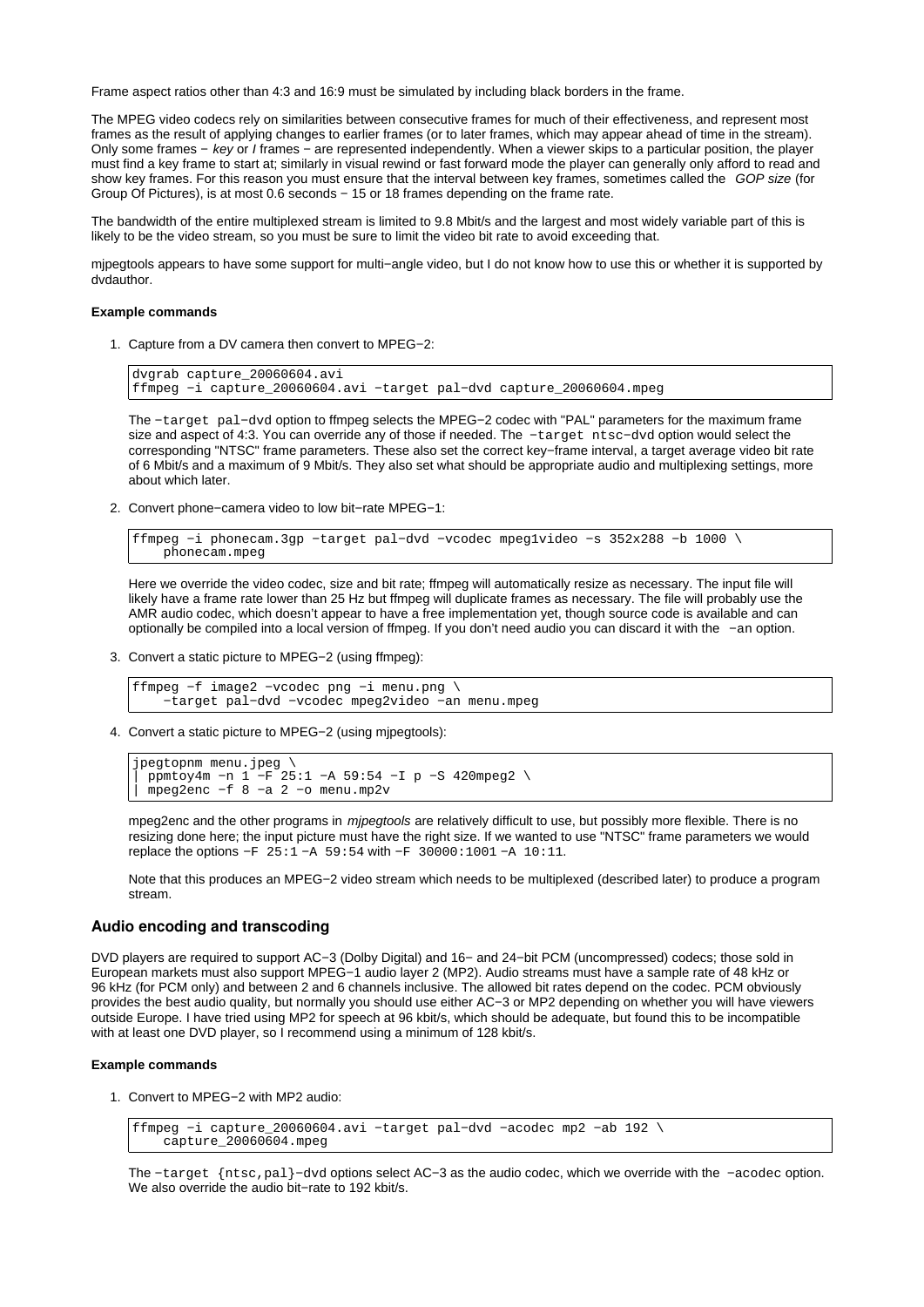Frame aspect ratios other than 4:3 and 16:9 must be simulated by including black borders in the frame.

The MPEG video codecs rely on similarities between consecutive frames for much of their effectiveness, and represent most frames as the result of applying changes to earlier frames (or to later frames, which may appear ahead of time in the stream). Only some frames − *key* or *I* frames − are represented independently. When a viewer skips to a particular position, the player must find a key frame to start at; similarly in visual rewind or fast forward mode the player can generally only afford to read and show key frames. For this reason you must ensure that the interval between key frames, sometimes called the *GOP size* (for Group Of Pictures), is at most 0.6 seconds − 15 or 18 frames depending on the frame rate.

The bandwidth of the entire multiplexed stream is limited to 9.8 Mbit/s and the largest and most widely variable part of this is likely to be the video stream, so you must be sure to limit the video bit rate to avoid exceeding that.

mjpegtools appears to have some support for multi−angle video, but I do not know how to use this or whether it is supported by dvdauthor.

**Example commands**

1. Capture from a DV camera then convert to MPEG−2:

```
dvgrab capture_20060604.avi
ffmpeg −i capture_20060604.avi −target pal−dvd capture_20060604.mpeg
```

   The `−target pal−dvd` option to ffmpeg selects the MPEG−2 codec with "PAL" parameters for the maximum frame size and aspect of 4:3. You can override any of those if needed. The `−target ntsc−dvd` option would select the corresponding "NTSC" frame parameters. These also set the correct key−frame interval, a target average video bit rate of 6 Mbit/s and a maximum of 9 Mbit/s. They also set what should be appropriate audio and multiplexing settings, more about which later.

2. Convert phone−camera video to low bit−rate MPEG−1:

```
ffmpeg −i phonecam.3gp −target pal−dvd −vcodec mpeg1video −s 352x288 −b 1000 \
    phonecam.mpeg
```

   Here we override the video codec, size and bit rate; ffmpeg will automatically resize as necessary. The input file will likely have a frame rate lower than 25 Hz but ffmpeg will duplicate frames as necessary. The file will probably use the AMR audio codec, which doesn't appear to have a free implementation yet, though source code is available and can optionally be compiled into a local version of ffmpeg. If you don't need audio you can discard it with the `−an` option.

3. Convert a static picture to MPEG−2 (using ffmpeg):

```
ffmpeg −f image2 −vcodec png −i menu.png \
    −target pal−dvd −vcodec mpeg2video −an menu.mpeg
```

4. Convert a static picture to MPEG−2 (using mjpegtools):

```
jpegtopnm menu.jpeg \
| ppmtoy4m −n 1 −F 25:1 −A 59:54 −I p −S 420mpeg2 \
| mpeg2enc −f 8 −a 2 −o menu.mp2v
```

   mpeg2enc and the other programs in *mjpegtools* are relatively difficult to use, but possibly more flexible. There is no resizing done here; the input picture must have the right size. If we wanted to use "NTSC" frame parameters we would replace the options `−F 25:1 −A 59:54` with `−F 30000:1001 −A 10:11`.

   Note that this produces an MPEG−2 video stream which needs to be multiplexed (described later) to produce a program stream.

### Audio encoding and transcoding

DVD players are required to support AC−3 (Dolby Digital) and 16− and 24−bit PCM (uncompressed) codecs; those sold in European markets must also support MPEG−1 audio layer 2 (MP2). Audio streams must have a sample rate of 48 kHz or 96 kHz (for PCM only) and between 2 and 6 channels inclusive. The allowed bit rates depend on the codec. PCM obviously provides the best audio quality, but normally you should use either AC−3 or MP2 depending on whether you will have viewers outside Europe. I have tried using MP2 for speech at 96 kbit/s, which should be adequate, but found this to be incompatible with at least one DVD player, so I recommend using a minimum of 128 kbit/s.

**Example commands**

1. Convert to MPEG−2 with MP2 audio:

```
ffmpeg −i capture_20060604.avi −target pal−dvd −acodec mp2 −ab 192 \
    capture_20060604.mpeg
```

   The `−target {ntsc,pal}−dvd` options select AC−3 as the audio codec, which we override with the `−acodec` option. We also override the audio bit−rate to 192 kbit/s.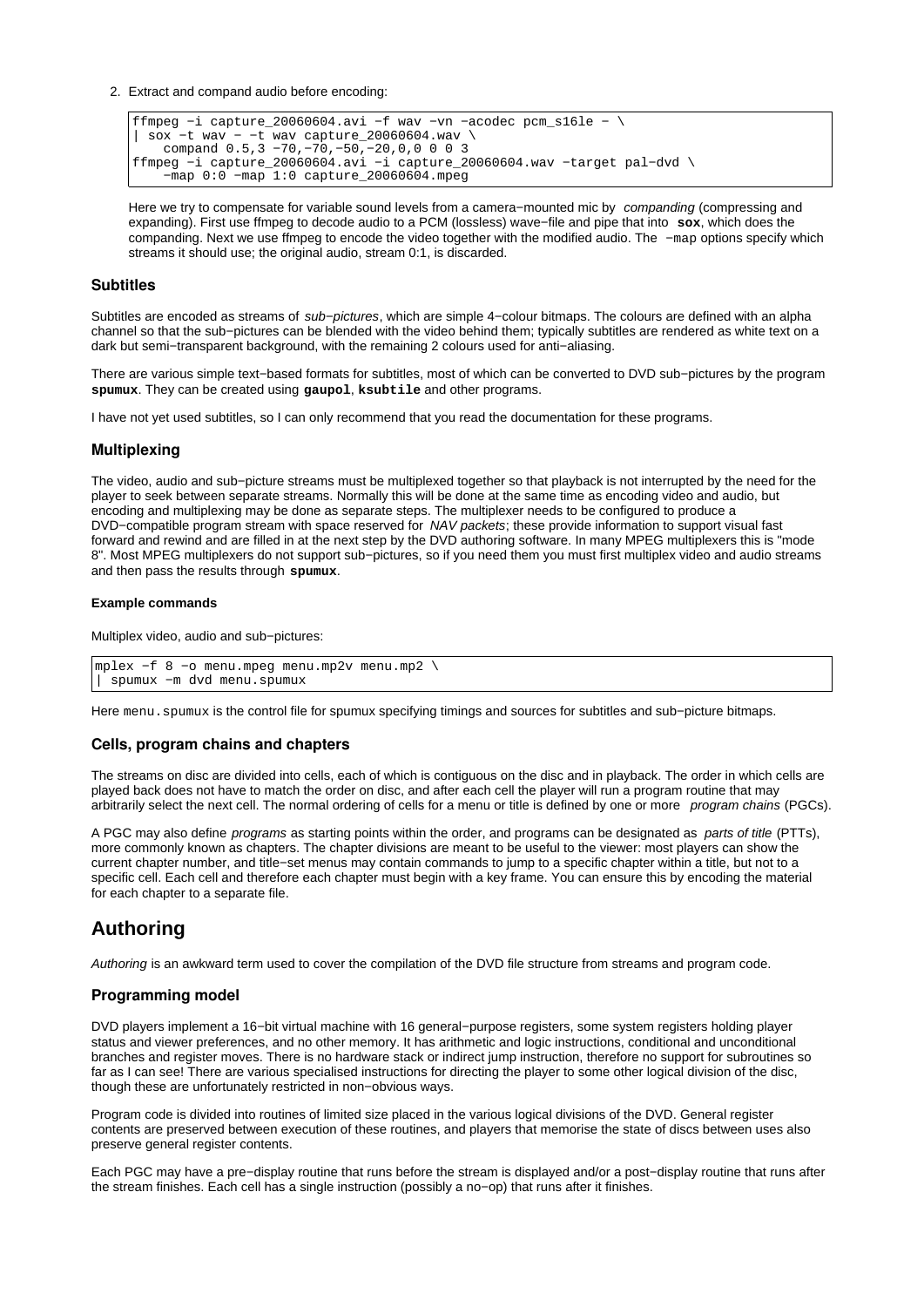2. Extract and compand audio before encoding:

```
ffmpeg -i capture_20060604.avi -f wav -vn -acodec pcm_s16le - \
| sox -t wav - -t wav capture_20060604.wav \
    compand 0.5,3 -70,-70,-50,-20,0,0 0 0 3
ffmpeg -i capture_20060604.avi -i capture_20060604.wav -target pal-dvd \
    -map 0:0 -map 1:0 capture_20060604.mpeg
```

   Here we try to compensate for variable sound levels from a camera-mounted mic by *companding* (compressing and expanding). First use ffmpeg to decode audio to a PCM (lossless) wave-file and pipe that into **sox**, which does the companding. Next we use ffmpeg to encode the video together with the modified audio. The `-map` options specify which streams it should use; the original audio, stream 0:1, is discarded.

### Subtitles

Subtitles are encoded as streams of *sub-pictures*, which are simple 4-colour bitmaps. The colours are defined with an alpha channel so that the sub-pictures can be blended with the video behind them; typically subtitles are rendered as white text on a dark but semi-transparent background, with the remaining 2 colours used for anti-aliasing.

There are various simple text-based formats for subtitles, most of which can be converted to DVD sub-pictures by the program **spumux**. They can be created using **gaupol**, **ksubtile** and other programs.

I have not yet used subtitles, so I can only recommend that you read the documentation for these programs.

### Multiplexing

The video, audio and sub-picture streams must be multiplexed together so that playback is not interrupted by the need for the player to seek between separate streams. Normally this will be done at the same time as encoding video and audio, but encoding and multiplexing may be done as separate steps. The multiplexer needs to be configured to produce a DVD-compatible program stream with space reserved for *NAV packets*; these provide information to support visual fast forward and rewind and are filled in at the next step by the DVD authoring software. In many MPEG multiplexers this is "mode 8". Most MPEG multiplexers do not support sub-pictures, so if you need them you must first multiplex video and audio streams and then pass the results through **spumux**.

#### Example commands

Multiplex video, audio and sub-pictures:

```
mplex -f 8 -o menu.mpeg menu.mp2v menu.mp2 \
| spumux -m dvd menu.spumux
```

Here `menu.spumux` is the control file for spumux specifying timings and sources for subtitles and sub-picture bitmaps.

### Cells, program chains and chapters

The streams on disc are divided into cells, each of which is contiguous on the disc and in playback. The order in which cells are played back does not have to match the order on disc, and after each cell the player will run a program routine that may arbitrarily select the next cell. The normal ordering of cells for a menu or title is defined by one or more *program chains* (PGCs).

A PGC may also define *programs* as starting points within the order, and programs can be designated as *parts of title* (PTTs), more commonly known as chapters. The chapter divisions are meant to be useful to the viewer: most players can show the current chapter number, and title-set menus may contain commands to jump to a specific chapter within a title, but not to a specific cell. Each cell and therefore each chapter must begin with a key frame. You can ensure this by encoding the material for each chapter to a separate file.

## Authoring

*Authoring* is an awkward term used to cover the compilation of the DVD file structure from streams and program code.

### Programming model

DVD players implement a 16-bit virtual machine with 16 general-purpose registers, some system registers holding player status and viewer preferences, and no other memory. It has arithmetic and logic instructions, conditional and unconditional branches and register moves. There is no hardware stack or indirect jump instruction, therefore no support for subroutines so far as I can see! There are various specialised instructions for directing the player to some other logical division of the disc, though these are unfortunately restricted in non-obvious ways.

Program code is divided into routines of limited size placed in the various logical divisions of the DVD. General register contents are preserved between execution of these routines, and players that memorise the state of discs between uses also preserve general register contents.

Each PGC may have a pre-display routine that runs before the stream is displayed and/or a post-display routine that runs after the stream finishes. Each cell has a single instruction (possibly a no-op) that runs after it finishes.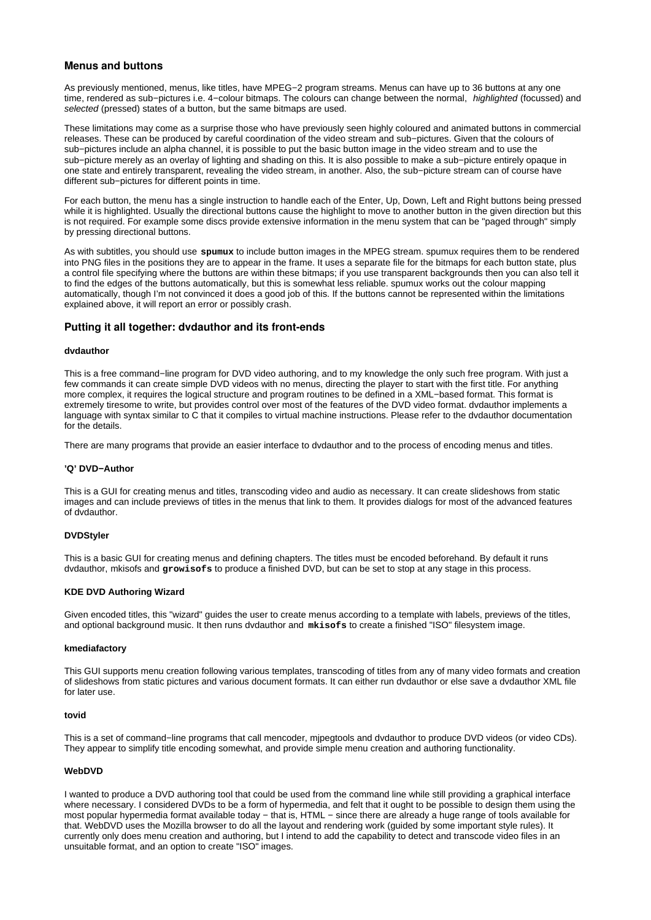### Menus and buttons

As previously mentioned, menus, like titles, have MPEG−2 program streams. Menus can have up to 36 buttons at any one time, rendered as sub−pictures i.e. 4−colour bitmaps. The colours can change between the normal, *highlighted* (focussed) and *selected* (pressed) states of a button, but the same bitmaps are used.

These limitations may come as a surprise those who have previously seen highly coloured and animated buttons in commercial releases. These can be produced by careful coordination of the video stream and sub−pictures. Given that the colours of sub−pictures include an alpha channel, it is possible to put the basic button image in the video stream and to use the sub−picture merely as an overlay of lighting and shading on this. It is also possible to make a sub−picture entirely opaque in one state and entirely transparent, revealing the video stream, in another. Also, the sub−picture stream can of course have different sub−pictures for different points in time.

For each button, the menu has a single instruction to handle each of the Enter, Up, Down, Left and Right buttons being pressed while it is highlighted. Usually the directional buttons cause the highlight to move to another button in the given direction but this is not required. For example some discs provide extensive information in the menu system that can be "paged through" simply by pressing directional buttons.

As with subtitles, you should use **`spumux`** to include button images in the MPEG stream. spumux requires them to be rendered into PNG files in the positions they are to appear in the frame. It uses a separate file for the bitmaps for each button state, plus a control file specifying where the buttons are within these bitmaps; if you use transparent backgrounds then you can also tell it to find the edges of the buttons automatically, but this is somewhat less reliable. spumux works out the colour mapping automatically, though I'm not convinced it does a good job of this. If the buttons cannot be represented within the limitations explained above, it will report an error or possibly crash.

### Putting it all together: dvdauthor and its front-ends

#### dvdauthor

This is a free command−line program for DVD video authoring, and to my knowledge the only such free program. With just a few commands it can create simple DVD videos with no menus, directing the player to start with the first title. For anything more complex, it requires the logical structure and program routines to be defined in a XML−based format. This format is extremely tiresome to write, but provides control over most of the features of the DVD video format. dvdauthor implements a language with syntax similar to C that it compiles to virtual machine instructions. Please refer to the dvdauthor documentation for the details.

There are many programs that provide an easier interface to dvdauthor and to the process of encoding menus and titles.

#### 'Q' DVD−Author

This is a GUI for creating menus and titles, transcoding video and audio as necessary. It can create slideshows from static images and can include previews of titles in the menus that link to them. It provides dialogs for most of the advanced features of dvdauthor.

#### DVDStyler

This is a basic GUI for creating menus and defining chapters. The titles must be encoded beforehand. By default it runs dvdauthor, mkisofs and **`growisofs`** to produce a finished DVD, but can be set to stop at any stage in this process.

#### KDE DVD Authoring Wizard

Given encoded titles, this "wizard" guides the user to create menus according to a template with labels, previews of the titles, and optional background music. It then runs dvdauthor and **`mkisofs`** to create a finished "ISO" filesystem image.

#### kmediafactory

This GUI supports menu creation following various templates, transcoding of titles from any of many video formats and creation of slideshows from static pictures and various document formats. It can either run dvdauthor or else save a dvdauthor XML file for later use.

#### tovid

This is a set of command−line programs that call mencoder, mjpegtools and dvdauthor to produce DVD videos (or video CDs). They appear to simplify title encoding somewhat, and provide simple menu creation and authoring functionality.

#### WebDVD

I wanted to produce a DVD authoring tool that could be used from the command line while still providing a graphical interface where necessary. I considered DVDs to be a form of hypermedia, and felt that it ought to be possible to design them using the most popular hypermedia format available today − that is, HTML − since there are already a huge range of tools available for that. WebDVD uses the Mozilla browser to do all the layout and rendering work (guided by some important style rules). It currently only does menu creation and authoring, but I intend to add the capability to detect and transcode video files in an unsuitable format, and an option to create "ISO" images.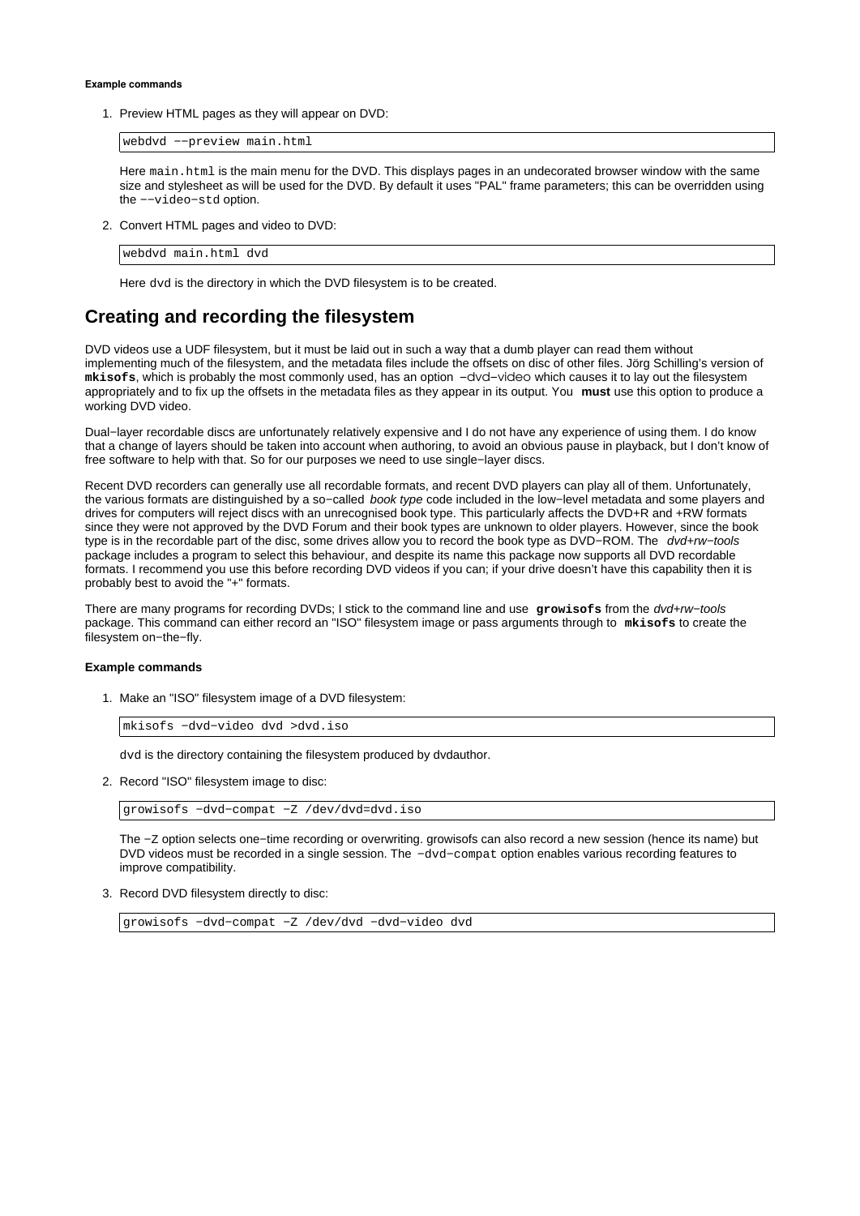#### Example commands

1. Preview HTML pages as they will appear on DVD:

   ```
   webdvd −−preview main.html
   ```

   Here `main.html` is the main menu for the DVD. This displays pages in an undecorated browser window with the same size and stylesheet as will be used for the DVD. By default it uses "PAL" frame parameters; this can be overridden using the `−−video−std` option.

2. Convert HTML pages and video to DVD:

   ```
   webdvd main.html dvd
   ```

   Here `dvd` is the directory in which the DVD filesystem is to be created.

## Creating and recording the filesystem

DVD videos use a UDF filesystem, but it must be laid out in such a way that a dumb player can read them without implementing much of the filesystem, and the metadata files include the offsets on disc of other files. Jörg Schilling's version of **`mkisofs`**, which is probably the most commonly used, has an option `−dvd−video` which causes it to lay out the filesystem appropriately and to fix up the offsets in the metadata files as they appear in its output. You **must** use this option to produce a working DVD video.

Dual−layer recordable discs are unfortunately relatively expensive and I do not have any experience of using them. I do know that a change of layers should be taken into account when authoring, to avoid an obvious pause in playback, but I don't know of free software to help with that. So for our purposes we need to use single−layer discs.

Recent DVD recorders can generally use all recordable formats, and recent DVD players can play all of them. Unfortunately, the various formats are distinguished by a so−called *book type* code included in the low−level metadata and some players and drives for computers will reject discs with an unrecognised book type. This particularly affects the DVD+R and +RW formats since they were not approved by the DVD Forum and their book types are unknown to older players. However, since the book type is in the recordable part of the disc, some drives allow you to record the book type as DVD−ROM. The *dvd+rw−tools* package includes a program to select this behaviour, and despite its name this package now supports all DVD recordable formats. I recommend you use this before recording DVD videos if you can; if your drive doesn't have this capability then it is probably best to avoid the "+" formats.

There are many programs for recording DVDs; I stick to the command line and use **`growisofs`** from the *dvd+rw−tools* package. This command can either record an "ISO" filesystem image or pass arguments through to **`mkisofs`** to create the filesystem on−the−fly.

#### Example commands

1. Make an "ISO" filesystem image of a DVD filesystem:

   ```
   mkisofs −dvd−video dvd >dvd.iso
   ```

   `dvd` is the directory containing the filesystem produced by dvdauthor.

2. Record "ISO" filesystem image to disc:

   ```
   growisofs −dvd−compat −Z /dev/dvd=dvd.iso
   ```

   The `−Z` option selects one−time recording or overwriting. growisofs can also record a new session (hence its name) but DVD videos must be recorded in a single session. The `−dvd−compat` option enables various recording features to improve compatibility.

3. Record DVD filesystem directly to disc:

   ```
   growisofs −dvd−compat −Z /dev/dvd −dvd−video dvd
   ```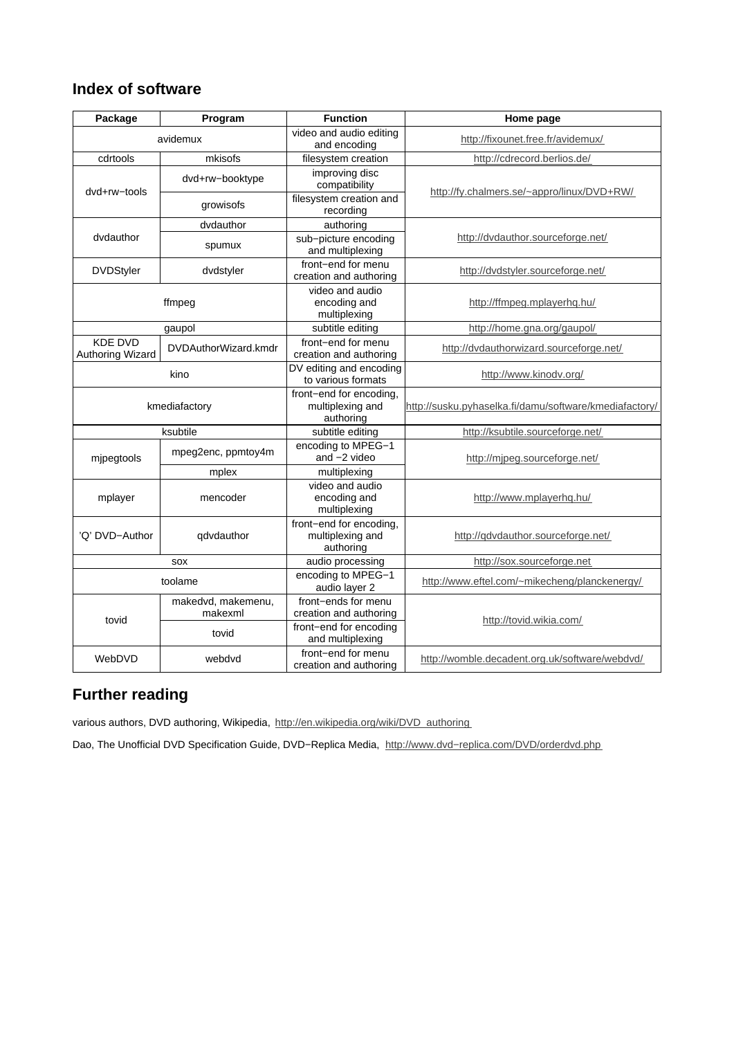## Index of software

| Package | Program | Function | Home page |
|---|---|---|---|
| avidemux | | video and audio editing and encoding | http://fixounet.free.fr/avidemux/ |
| cdrtools | mkisofs | filesystem creation | http://cdrecord.berlios.de/ |
| dvd+rw−tools | dvd+rw−booktype | improving disc compatibility | http://fy.chalmers.se/~appro/linux/DVD+RW/ |
| | growisofs | filesystem creation and recording | |
| dvdauthor | dvdauthor | authoring | http://dvdauthor.sourceforge.net/ |
| | spumux | sub−picture encoding and multiplexing | |
| DVDStyler | dvdstyler | front−end for menu creation and authoring | http://dvdstyler.sourceforge.net/ |
| ffmpeg | | video and audio encoding and multiplexing | http://ffmpeg.mplayerhq.hu/ |
| gaupol | | subtitle editing | http://home.gna.org/gaupol/ |
| KDE DVD Authoring Wizard | DVDAuthorWizard.kmdr | front−end for menu creation and authoring | http://dvdauthorwizard.sourceforge.net/ |
| kino | | DV editing and encoding to various formats | http://www.kinodv.org/ |
| kmediafactory | | front−end for encoding, multiplexing and authoring | http://susku.pyhaselka.fi/damu/software/kmediafactory/ |
| ksubtile | | subtitle editing | http://ksubtile.sourceforge.net/ |
| mjpegtools | mpeg2enc, ppmtoy4m | encoding to MPEG−1 and −2 video | http://mjpeg.sourceforge.net/ |
| | mplex | multiplexing | |
| mplayer | mencoder | video and audio encoding and multiplexing | http://www.mplayerhq.hu/ |
| 'Q' DVD−Author | qdvdauthor | front−end for encoding, multiplexing and authoring | http://qdvdauthor.sourceforge.net/ |
| sox | | audio processing | http://sox.sourceforge.net |
| toolame | | encoding to MPEG−1 audio layer 2 | http://www.eftel.com/~mikecheng/planckenergy/ |
| tovid | makedvd, makemenu, makexml | front−ends for menu creation and authoring | http://tovid.wikia.com/ |
| | tovid | front−end for encoding and multiplexing | |
| WebDVD | webdvd | front−end for menu creation and authoring | http://womble.decadent.org.uk/software/webdvd/ |

## Further reading

various authors, DVD authoring, Wikipedia, http://en.wikipedia.org/wiki/DVD_authoring

Dao, The Unofficial DVD Specification Guide, DVD−Replica Media, http://www.dvd−replica.com/DVD/orderdvd.php